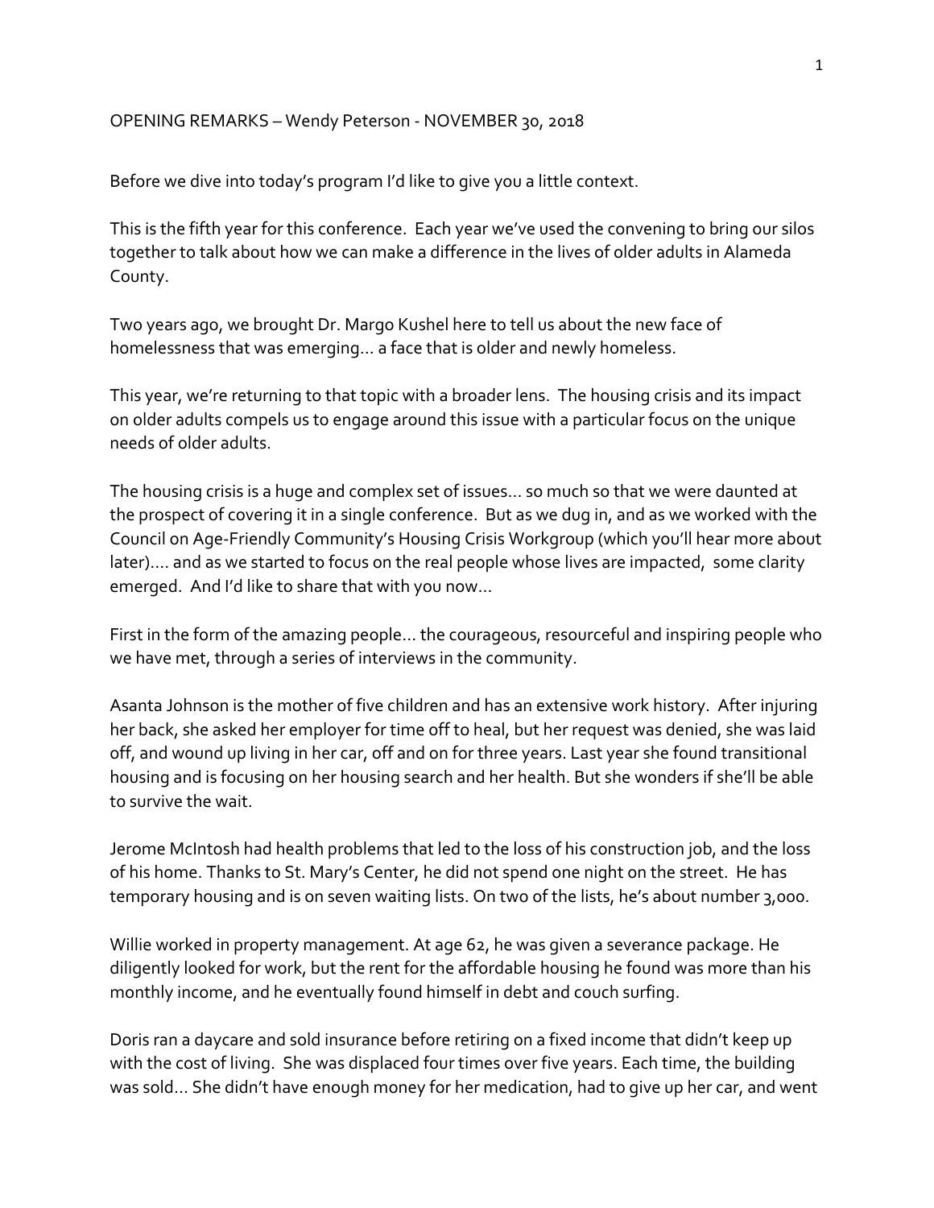OPENING REMARKS – Wendy Peterson - NOVEMBER 30, 2018

Before we dive into today's program I'd like to give you a little context.

This is the fifth year for this conference. Each year we've used the convening to bring our silos together to talk about how we can make a difference in the lives of older adults in Alameda County.

Two years ago, we brought Dr. Margo Kushel here to tell us about the new face of homelessness that was emerging… a face that is older and newly homeless.

This year, we're returning to that topic with a broader lens. The housing crisis and its impact on older adults compels us to engage around this issue with a particular focus on the unique needs of older adults.

The housing crisis is a huge and complex set of issues… so much so that we were daunted at the prospect of covering it in a single conference. But as we dug in, and as we worked with the Council on Age-Friendly Community's Housing Crisis Workgroup (which you'll hear more about later)…. and as we started to focus on the real people whose lives are impacted, some clarity emerged. And I'd like to share that with you now…

First in the form of the amazing people… the courageous, resourceful and inspiring people who we have met, through a series of interviews in the community.

Asanta Johnson is the mother of five children and has an extensive work history. After injuring her back, she asked her employer for time off to heal, but her request was denied, she was laid off, and wound up living in her car, off and on for three years. Last year she found transitional housing and is focusing on her housing search and her health. But she wonders if she'll be able to survive the wait.

Jerome McIntosh had health problems that led to the loss of his construction job, and the loss of his home. Thanks to St. Mary's Center, he did not spend one night on the street. He has temporary housing and is on seven waiting lists. On two of the lists, he's about number 3,000.

Willie worked in property management. At age 62, he was given a severance package. He diligently looked for work, but the rent for the affordable housing he found was more than his monthly income, and he eventually found himself in debt and couch surfing.

Doris ran a daycare and sold insurance before retiring on a fixed income that didn't keep up with the cost of living. She was displaced four times over five years. Each time, the building was sold… She didn't have enough money for her medication, had to give up her car, and went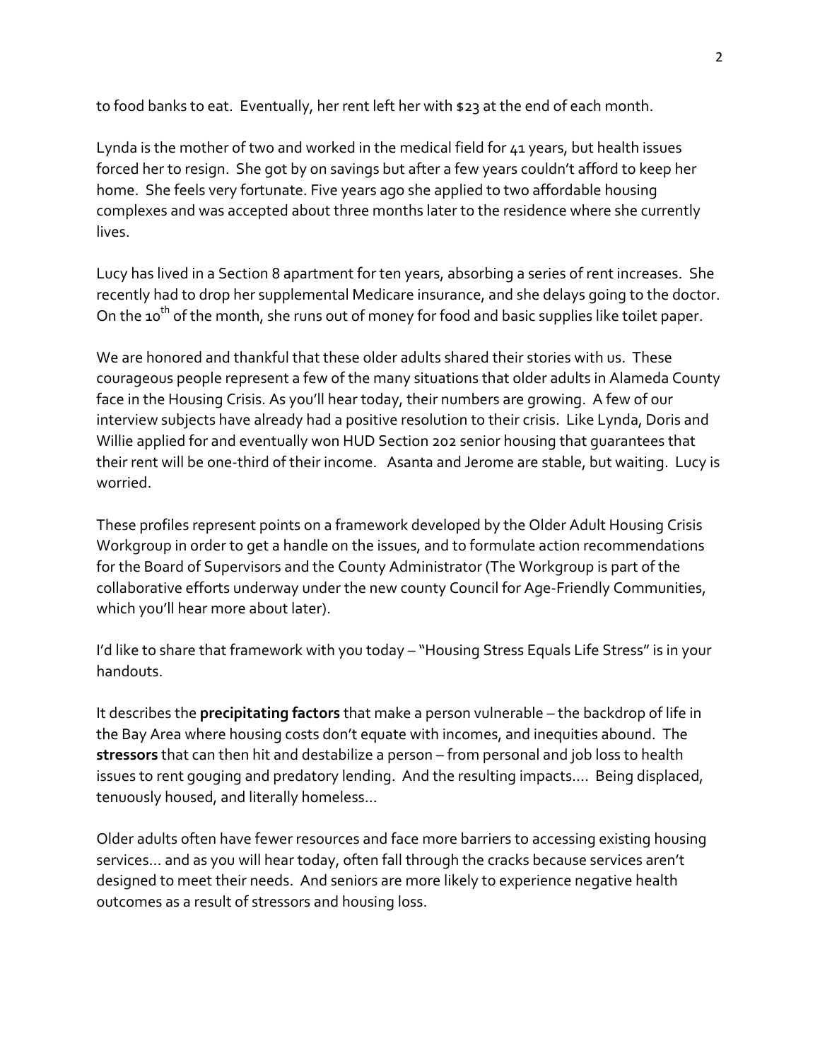to food banks to eat. Eventually, her rent left her with $23 at the end of each month.

Lynda is the mother of two and worked in the medical field for 41 years, but health issues forced her to resign. She got by on savings but after a few years couldn't afford to keep her home. She feels very fortunate. Five years ago she applied to two affordable housing complexes and was accepted about three months later to the residence where she currently lives.

Lucy has lived in a Section 8 apartment for ten years, absorbing a series of rent increases. She recently had to drop her supplemental Medicare insurance, and she delays going to the doctor. On the 10th of the month, she runs out of money for food and basic supplies like toilet paper.

We are honored and thankful that these older adults shared their stories with us. These courageous people represent a few of the many situations that older adults in Alameda County face in the Housing Crisis. As you'll hear today, their numbers are growing. A few of our interview subjects have already had a positive resolution to their crisis. Like Lynda, Doris and Willie applied for and eventually won HUD Section 202 senior housing that guarantees that their rent will be one-third of their income. Asanta and Jerome are stable, but waiting. Lucy is worried.

These profiles represent points on a framework developed by the Older Adult Housing Crisis Workgroup in order to get a handle on the issues, and to formulate action recommendations for the Board of Supervisors and the County Administrator (The Workgroup is part of the collaborative efforts underway under the new county Council for Age-Friendly Communities, which you'll hear more about later).

I'd like to share that framework with you today – "Housing Stress Equals Life Stress" is in your handouts.

It describes the **precipitating factors** that make a person vulnerable – the backdrop of life in the Bay Area where housing costs don't equate with incomes, and inequities abound. The **stressors** that can then hit and destabilize a person – from personal and job loss to health issues to rent gouging and predatory lending. And the resulting impacts.... Being displaced, tenuously housed, and literally homeless...

Older adults often have fewer resources and face more barriers to accessing existing housing services... and as you will hear today, often fall through the cracks because services aren't designed to meet their needs. And seniors are more likely to experience negative health outcomes as a result of stressors and housing loss.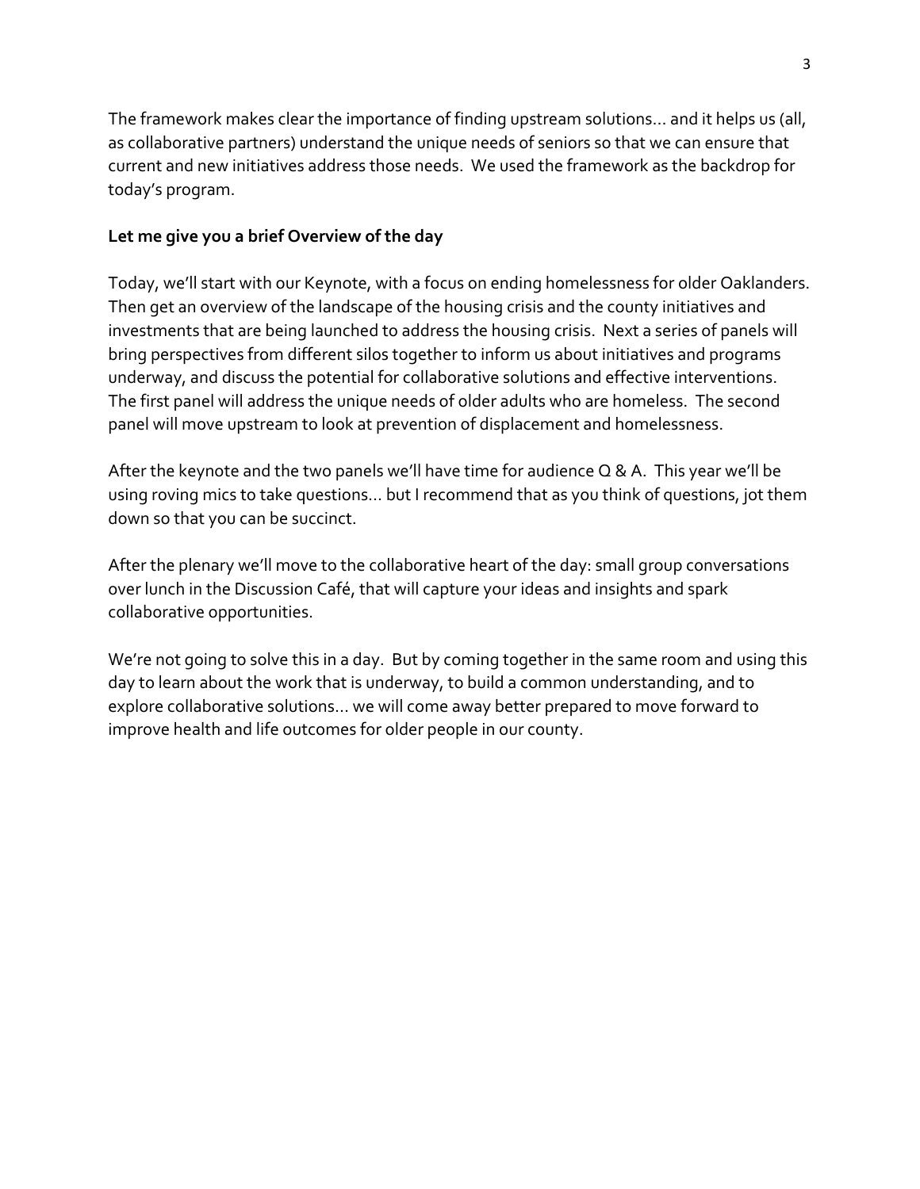The framework makes clear the importance of finding upstream solutions… and it helps us (all, as collaborative partners) understand the unique needs of seniors so that we can ensure that current and new initiatives address those needs. We used the framework as the backdrop for today's program.

**Let me give you a brief Overview of the day**

Today, we'll start with our Keynote, with a focus on ending homelessness for older Oaklanders. Then get an overview of the landscape of the housing crisis and the county initiatives and investments that are being launched to address the housing crisis. Next a series of panels will bring perspectives from different silos together to inform us about initiatives and programs underway, and discuss the potential for collaborative solutions and effective interventions. The first panel will address the unique needs of older adults who are homeless. The second panel will move upstream to look at prevention of displacement and homelessness.

After the keynote and the two panels we'll have time for audience Q & A. This year we'll be using roving mics to take questions… but I recommend that as you think of questions, jot them down so that you can be succinct.

After the plenary we'll move to the collaborative heart of the day: small group conversations over lunch in the Discussion Café, that will capture your ideas and insights and spark collaborative opportunities.

We're not going to solve this in a day. But by coming together in the same room and using this day to learn about the work that is underway, to build a common understanding, and to explore collaborative solutions… we will come away better prepared to move forward to improve health and life outcomes for older people in our county.